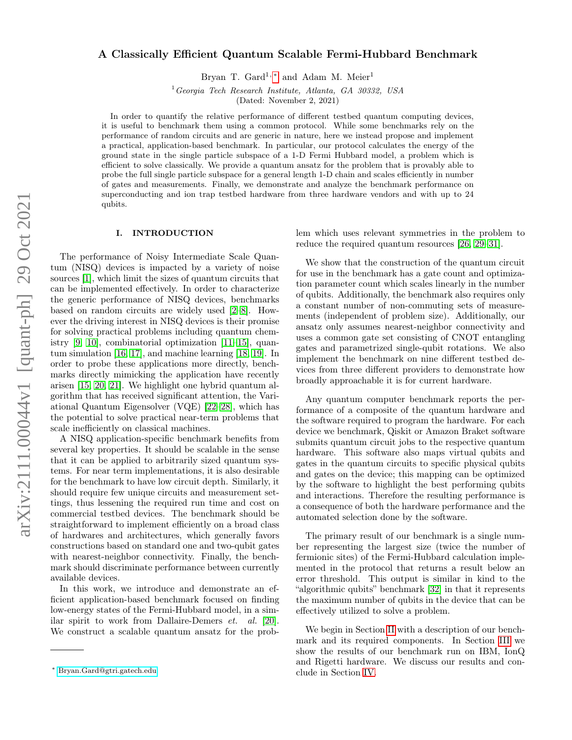# A Classically Efficient Quantum Scalable Fermi-Hubbard Benchmark

Bryan T. Gard[1,*] and Adam M. Meier[1]

[1] *Georgia Tech Research Institute, Atlanta, GA 30332, USA*

(Dated: November 2, 2021)

In order to quantify the relative performance of different testbed quantum computing devices, it is useful to benchmark them using a common protocol. While some benchmarks rely on the performance of random circuits and are generic in nature, here we instead propose and implement a practical, application-based benchmark. In particular, our protocol calculates the energy of the ground state in the single particle subspace of a 1-D Fermi Hubbard model, a problem which is efficient to solve classically. We provide a quantum ansatz for the problem that is provably able to probe the full single particle subspace for a general length 1-D chain and scales efficiently in number of gates and measurements. Finally, we demonstrate and analyze the benchmark performance on superconducting and ion trap testbed hardware from three hardware vendors and with up to 24 qubits.

## I. INTRODUCTION

The performance of Noisy Intermediate Scale Quantum (NISQ) devices is impacted by a variety of noise sources [1], which limit the sizes of quantum circuits that can be implemented effectively. In order to characterize the generic performance of NISQ devices, benchmarks based on random circuits are widely used [2–8]. However the driving interest in NISQ devices is their promise for solving practical problems including quantum chemistry [9, 10], combinatorial optimization [11–15], quantum simulation [16, 17], and machine learning [18, 19]. In order to probe these applications more directly, benchmarks directly mimicking the application have recently arisen [15, 20, 21]. We highlight one hybrid quantum algorithm that has received significant attention, the Variational Quantum Eigensolver (VQE) [22–28], which has the potential to solve practical near-term problems that scale inefficiently on classical machines.

A NISQ application-specific benchmark benefits from several key properties. It should be scalable in the sense that it can be applied to arbitrarily sized quantum systems. For near term implementations, it is also desirable for the benchmark to have low circuit depth. Similarly, it should require few unique circuits and measurement settings, thus lessening the required run time and cost on commercial testbed devices. The benchmark should be straightforward to implement efficiently on a broad class of hardwares and architectures, which generally favors constructions based on standard one and two-qubit gates with nearest-neighbor connectivity. Finally, the benchmark should discriminate performance between currently available devices.

In this work, we introduce and demonstrate an efficient application-based benchmark focused on finding low-energy states of the Fermi-Hubbard model, in a similar spirit to work from Dallaire-Demers *et. al.* [20]. We construct a scalable quantum ansatz for the problem which uses relevant symmetries in the problem to reduce the required quantum resources [26, 29–31].

We show that the construction of the quantum circuit for use in the benchmark has a gate count and optimization parameter count which scales linearly in the number of qubits. Additionally, the benchmark also requires only a constant number of non-commuting sets of measurements (independent of problem size). Additionally, our ansatz only assumes nearest-neighbor connectivity and uses a common gate set consisting of CNOT entangling gates and parametrized single-qubit rotations. We also implement the benchmark on nine different testbed devices from three different providers to demonstrate how broadly approachable it is for current hardware.

Any quantum computer benchmark reports the performance of a composite of the quantum hardware and the software required to program the hardware. For each device we benchmark, Qiskit or Amazon Braket software submits quantum circuit jobs to the respective quantum hardware. This software also maps virtual qubits and gates in the quantum circuits to specific physical qubits and gates on the device; this mapping can be optimized by the software to highlight the best performing qubits and interactions. Therefore the resulting performance is a consequence of both the hardware performance and the automated selection done by the software.

The primary result of our benchmark is a single number representing the largest size (twice the number of fermionic sites) of the Fermi-Hubbard calculation implemented in the protocol that returns a result below an error threshold. This output is similar in kind to the "algorithmic qubits" benchmark [32] in that it represents the maximum number of qubits in the device that can be effectively utilized to solve a problem.

We begin in Section II with a description of our benchmark and its required components. In Section III we show the results of our benchmark run on IBM, IonQ and Rigetti hardware. We discuss our results and conclude in Section IV.

* Bryan.Gard@gtri.gatech.edu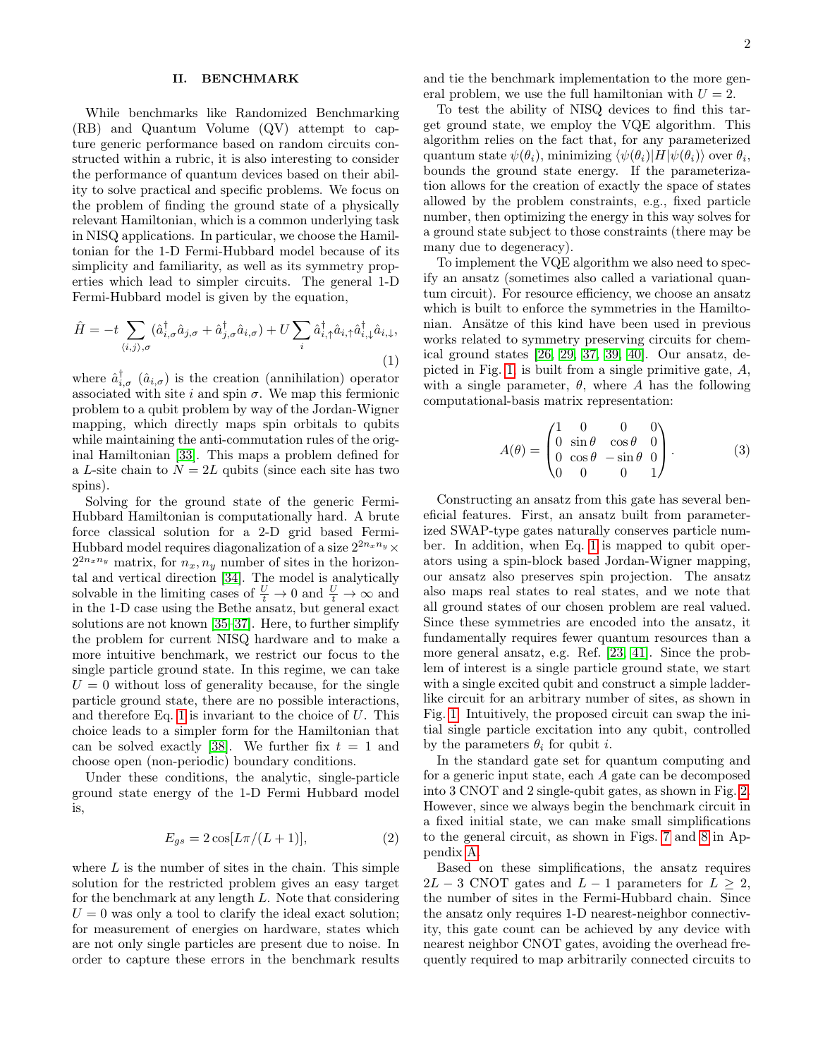## II. BENCHMARK

While benchmarks like Randomized Benchmarking (RB) and Quantum Volume (QV) attempt to capture generic performance based on random circuits constructed within a rubric, it is also interesting to consider the performance of quantum devices based on their ability to solve practical and specific problems. We focus on the problem of finding the ground state of a physically relevant Hamiltonian, which is a common underlying task in NISQ applications. In particular, we choose the Hamiltonian for the 1-D Fermi-Hubbard model because of its simplicity and familiarity, as well as its symmetry properties which lead to simpler circuits. The general 1-D Fermi-Hubbard model is given by the equation,

$$\hat{H} = -t \sum_{\langle i,j \rangle, \sigma} (\hat{a}^\dagger_{i,\sigma} \hat{a}_{j,\sigma} + \hat{a}^\dagger_{j,\sigma} \hat{a}_{i,\sigma}) + U \sum_i \hat{a}^\dagger_{i,\uparrow} \hat{a}_{i,\uparrow} \hat{a}^\dagger_{i,\downarrow} \hat{a}_{i,\downarrow}, \tag{1}$$

where $\hat{a}^\dagger_{i,\sigma}$ ($\hat{a}_{i,\sigma}$) is the creation (annihilation) operator associated with site $i$ and spin $\sigma$. We map this fermionic problem to a qubit problem by way of the Jordan-Wigner mapping, which directly maps spin orbitals to qubits while maintaining the anti-commutation rules of the original Hamiltonian [33]. This maps a problem defined for a $L$-site chain to $N = 2L$ qubits (since each site has two spins).

Solving for the ground state of the generic Fermi-Hubbard Hamiltonian is computationally hard. A brute force classical solution for a 2-D grid based Fermi-Hubbard model requires diagonalization of a size $2^{2n_x n_y} \times 2^{2n_x n_y}$ matrix, for $n_x, n_y$ number of sites in the horizontal and vertical direction [34]. The model is analytically solvable in the limiting cases of $\frac{U}{t} \to 0$ and $\frac{U}{t} \to \infty$ and in the 1-D case using the Bethe ansatz, but general exact solutions are not known [35–37]. Here, to further simplify the problem for current NISQ hardware and to make a more intuitive benchmark, we restrict our focus to the single particle ground state. In this regime, we can take $U = 0$ without loss of generality because, for the single particle ground state, there are no possible interactions, and therefore Eq. 1 is invariant to the choice of $U$. This choice leads to a simpler form for the Hamiltonian that can be solved exactly [38]. We further fix $t = 1$ and choose open (non-periodic) boundary conditions.

Under these conditions, the analytic, single-particle ground state energy of the 1-D Fermi Hubbard model is,

$$E_{gs} = 2\cos[L\pi/(L+1)], \tag{2}$$

where $L$ is the number of sites in the chain. This simple solution for the restricted problem gives an easy target for the benchmark at any length $L$. Note that considering $U = 0$ was only a tool to clarify the ideal exact solution; for measurement of energies on hardware, states which are not only single particles are present due to noise. In order to capture these errors in the benchmark results and tie the benchmark implementation to the more general problem, we use the full hamiltonian with $U = 2$.

To test the ability of NISQ devices to find this target ground state, we employ the VQE algorithm. This algorithm relies on the fact that, for any parameterized quantum state $\psi(\theta_i)$, minimizing $\langle \psi(\theta_i)|H|\psi(\theta_i)\rangle$ over $\theta_i$, bounds the ground state energy. If the parameterization allows for the creation of exactly the space of states allowed by the problem constraints, e.g., fixed particle number, then optimizing the energy in this way solves for a ground state subject to those constraints (there may be many due to degeneracy).

To implement the VQE algorithm we also need to specify an ansatz (sometimes also called a variational quantum circuit). For resource efficiency, we choose an ansatz which is built to enforce the symmetries in the Hamiltonian. Ansätze of this kind have been used in previous works related to symmetry preserving circuits for chemical ground states [26, 29, 37, 39, 40]. Our ansatz, depicted in Fig. 1, is built from a single primitive gate, $A$, with a single parameter, $\theta$, where $A$ has the following computational-basis matrix representation:

$$A(\theta) = \begin{pmatrix} 1 & 0 & 0 & 0 \\ 0 & \sin\theta & \cos\theta & 0 \\ 0 & \cos\theta & -\sin\theta & 0 \\ 0 & 0 & 0 & 1 \end{pmatrix}. \tag{3}$$

Constructing an ansatz from this gate has several beneficial features. First, an ansatz built from parameterized SWAP-type gates naturally conserves particle number. In addition, when Eq. 1 is mapped to qubit operators using a spin-block based Jordan-Wigner mapping, our ansatz also preserves spin projection. The ansatz also maps real states to real states, and we note that all ground states of our chosen problem are real valued. Since these symmetries are encoded into the ansatz, it fundamentally requires fewer quantum resources than a more general ansatz, e.g. Ref. [23, 41]. Since the problem of interest is a single particle ground state, we start with a single excited qubit and construct a simple ladder-like circuit for an arbitrary number of sites, as shown in Fig. 1. Intuitively, the proposed circuit can swap the initial single particle excitation into any qubit, controlled by the parameters $\theta_i$ for qubit $i$.

In the standard gate set for quantum computing and for a generic input state, each $A$ gate can be decomposed into 3 CNOT and 2 single-qubit gates, as shown in Fig. 2. However, since we always begin the benchmark circuit in a fixed initial state, we can make small simplifications to the general circuit, as shown in Figs. 7 and 8 in Appendix A.

Based on these simplifications, the ansatz requires $2L - 3$ CNOT gates and $L - 1$ parameters for $L \geq 2$, the number of sites in the Fermi-Hubbard chain. Since the ansatz only requires 1-D nearest-neighbor connectivity, this gate count can be achieved by any device with nearest neighbor CNOT gates, avoiding the overhead frequently required to map arbitrarily connected circuits to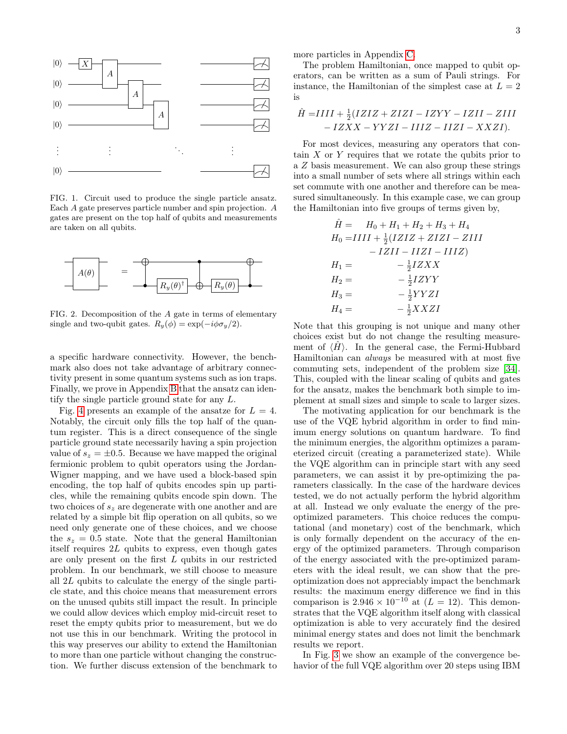FIG. 1. Circuit used to produce the single particle ansatz. Each $A$ gate preserves particle number and spin projection. $A$ gates are present on the top half of qubits and measurements are taken on all qubits.

FIG. 2. Decomposition of the $A$ gate in terms of elementary single and two-qubit gates. $R_y(\phi) = \exp(-i\phi\sigma_y/2)$.

a specific hardware connectivity. However, the benchmark also does not take advantage of arbitrary connectivity present in some quantum systems such as ion traps. Finally, we prove in Appendix B that the ansatz can identify the single particle ground state for any $L$.

Fig. 4 presents an example of the ansatze for $L = 4$. Notably, the circuit only fills the top half of the quantum register. This is a direct consequence of the single particle ground state necessarily having a spin projection value of $s_z = \pm 0.5$. Because we have mapped the original fermionic problem to qubit operators using the Jordan-Wigner mapping, and we have used a block-based spin encoding, the top half of qubits encodes spin up particles, while the remaining qubits encode spin down. The two choices of $s_z$ are degenerate with one another and are related by a simple bit flip operation on all qubits, so we need only generate one of these choices, and we choose the $s_z = 0.5$ state. Note that the general Hamiltonian itself requires $2L$ qubits to express, even though gates are only present on the first $L$ qubits in our restricted problem. In our benchmark, we still choose to measure all $2L$ qubits to calculate the energy of the single particle state, and this choice means that measurement errors on the unused qubits still impact the result. In principle we could allow devices which employ mid-circuit reset to reset the empty qubits prior to measurement, but we do not use this in our benchmark. Writing the protocol in this way preserves our ability to extend the Hamiltonian to more than one particle without changing the construction. We further discuss extension of the benchmark to more particles in Appendix C.

The problem Hamiltonian, once mapped to qubit operators, can be written as a sum of Pauli strings. For instance, the Hamiltonian of the simplest case at $L = 2$ is

$$\hat{H} = IIII + \tfrac{1}{2}(IZIZ + ZIZI - IZYY - IZII - ZIII - IZXX - YYZI - IIIZ - IIZI - XXZI).$$

For most devices, measuring any operators that contain $X$ or $Y$ requires that we rotate the qubits prior to a $Z$ basis measurement. We can also group these strings into a small number of sets where all strings within each set commute with one another and therefore can be measured simultaneously. In this example case, we can group the Hamiltonian into five groups of terms given by,

$$\begin{aligned}
\hat{H} &= H_0 + H_1 + H_2 + H_3 + H_4 \\
H_0 &= IIII + \tfrac{1}{2}(IZIZ + ZIZI - ZIII \\
&\quad - IZII - IIZI - IIIZ) \\
H_1 &= -\tfrac{1}{2}IZXX \\
H_2 &= -\tfrac{1}{2}IZYY \\
H_3 &= -\tfrac{1}{2}YYZI \\
H_4 &= -\tfrac{1}{2}XXZI
\end{aligned}$$

Note that this grouping is not unique and many other choices exist but do not change the resulting measurement of $\langle \hat{H} \rangle$. In the general case, the Fermi-Hubbard Hamiltonian can *always* be measured with at most five commuting sets, independent of the problem size [34]. This, coupled with the linear scaling of qubits and gates for the ansatz, makes the benchmark both simple to implement at small sizes and simple to scale to larger sizes.

The motivating application for our benchmark is the use of the VQE hybrid algorithm in order to find minimum energy solutions on quantum hardware. To find the minimum energies, the algorithm optimizes a parameterized circuit (creating a parameterized state). While the VQE algorithm can in principle start with any seed parameters, we can assist it by pre-optimizing the parameters classically. In the case of the hardware devices tested, we do not actually perform the hybrid algorithm at all. Instead we only evaluate the energy of the pre-optimized parameters. This choice reduces the computational (and monetary) cost of the benchmark, which is only formally dependent on the accuracy of the energy of the optimized parameters. Through comparison of the energy associated with the pre-optimized parameters with the ideal result, we can show that the pre-optimization does not appreciably impact the benchmark results: the maximum energy difference we find in this comparison is $2.946 \times 10^{-10}$ at ($L = 12$). This demonstrates that the VQE algorithm itself along with classical optimization is able to very accurately find the desired minimal energy states and does not limit the benchmark results we report.

In Fig. 3 we show an example of the convergence behavior of the full VQE algorithm over 20 steps using IBM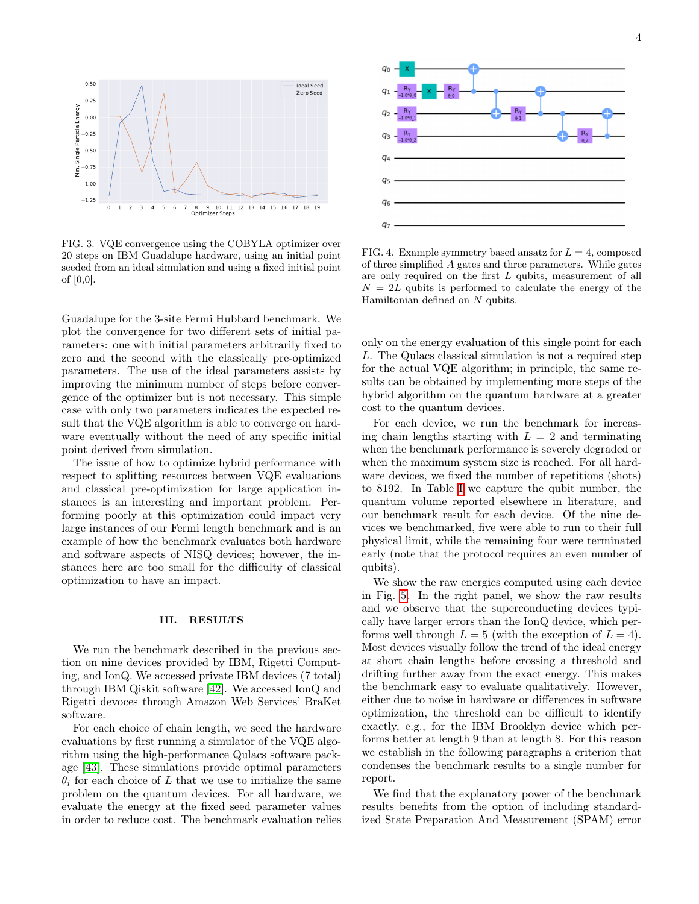FIG. 3. VQE convergence using the COBYLA optimizer over 20 steps on IBM Guadalupe hardware, using an initial point seeded from an ideal simulation and using a fixed initial point of [0,0].

FIG. 4. Example symmetry based ansatz for $L = 4$, composed of three simplified $A$ gates and three parameters. While gates are only required on the first $L$ qubits, measurement of all $N = 2L$ qubits is performed to calculate the energy of the Hamiltonian defined on $N$ qubits.

Guadalupe for the 3-site Fermi Hubbard benchmark. We plot the convergence for two different sets of initial parameters: one with initial parameters arbitrarily fixed to zero and the second with the classically pre-optimized parameters. The use of the ideal parameters assists by improving the minimum number of steps before convergence of the optimizer but is not necessary. This simple case with only two parameters indicates the expected result that the VQE algorithm is able to converge on hardware eventually without the need of any specific initial point derived from simulation.

The issue of how to optimize hybrid performance with respect to splitting resources between VQE evaluations and classical pre-optimization for large application instances is an interesting and important problem. Performing poorly at this optimization could impact very large instances of our Fermi length benchmark and is an example of how the benchmark evaluates both hardware and software aspects of NISQ devices; however, the instances here are too small for the difficulty of classical optimization to have an impact.

## III. RESULTS

We run the benchmark described in the previous section on nine devices provided by IBM, Rigetti Computing, and IonQ. We accessed private IBM devices (7 total) through IBM Qiskit software [42]. We accessed IonQ and Rigetti devoces through Amazon Web Services' BraKet software.

For each choice of chain length, we seed the hardware evaluations by first running a simulator of the VQE algorithm using the high-performance Qulacs software package [43]. These simulations provide optimal parameters $\theta_i$ for each choice of $L$ that we use to initialize the same problem on the quantum devices. For all hardware, we evaluate the energy at the fixed seed parameter values in order to reduce cost. The benchmark evaluation relies only on the energy evaluation of this single point for each $L$. The Qulacs classical simulation is not a required step for the actual VQE algorithm; in principle, the same results can be obtained by implementing more steps of the hybrid algorithm on the quantum hardware at a greater cost to the quantum devices.

For each device, we run the benchmark for increasing chain lengths starting with $L = 2$ and terminating when the benchmark performance is severely degraded or when the maximum system size is reached. For all hardware devices, we fixed the number of repetitions (shots) to 8192. In Table I we capture the qubit number, the quantum volume reported elsewhere in literature, and our benchmark result for each device. Of the nine devices we benchmarked, five were able to run to their full physical limit, while the remaining four were terminated early (note that the protocol requires an even number of qubits).

We show the raw energies computed using each device in Fig. 5. In the right panel, we show the raw results and we observe that the superconducting devices typically have larger errors than the IonQ device, which performs well through $L = 5$ (with the exception of $L = 4$). Most devices visually follow the trend of the ideal energy at short chain lengths before crossing a threshold and drifting further away from the exact energy. This makes the benchmark easy to evaluate qualitatively. However, either due to noise in hardware or differences in software optimization, the threshold can be difficult to identify exactly, e.g., for the IBM Brooklyn device which performs better at length 9 than at length 8. For this reason we establish in the following paragraphs a criterion that condenses the benchmark results to a single number for report.

We find that the explanatory power of the benchmark results benefits from the option of including standardized State Preparation And Measurement (SPAM) error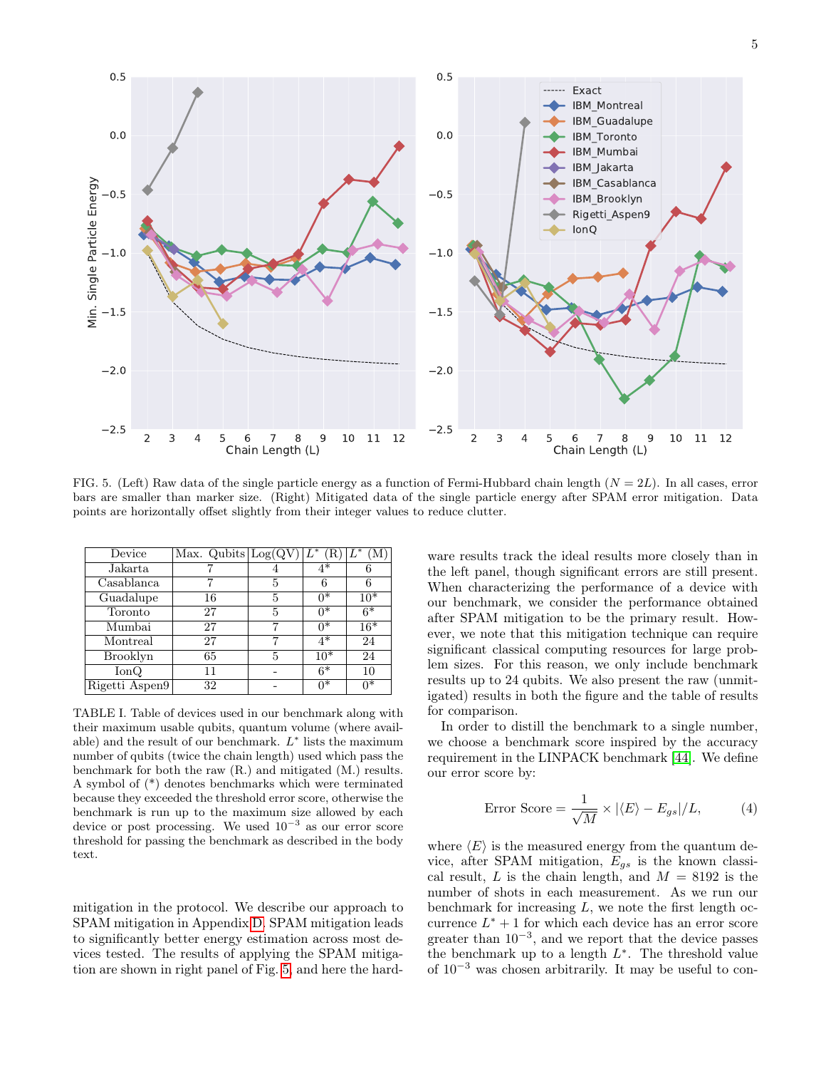FIG. 5. (Left) Raw data of the single particle energy as a function of Fermi-Hubbard chain length ($N = 2L$). In all cases, error bars are smaller than marker size. (Right) Mitigated data of the single particle energy after SPAM error mitigation. Data points are horizontally offset slightly from their integer values to reduce clutter.

| Device | Max. Qubits | Log(QV) | $L^*$ (R) | $L^*$ (M) |
|---|---|---|---|---|
| Jakarta | 7 | 4 | 4* | 6 |
| Casablanca | 7 | 5 | 6 | 6 |
| Guadalupe | 16 | 5 | 0* | 10* |
| Toronto | 27 | 5 | 0* | 6* |
| Mumbai | 27 | 7 | 0* | 16* |
| Montreal | 27 | 7 | 4* | 24 |
| Brooklyn | 65 | 5 | 10* | 24 |
| IonQ | 11 | - | 6* | 10 |
| Rigetti Aspen9 | 32 | - | 0* | 0* |

TABLE I. Table of devices used in our benchmark along with their maximum usable qubits, quantum volume (where available) and the result of our benchmark. $L^*$ lists the maximum number of qubits (twice the chain length) used which pass the benchmark for both the raw (R.) and mitigated (M.) results. A symbol of (*) denotes benchmarks which were terminated because they exceeded the threshold error score, otherwise the benchmark is run up to the maximum size allowed by each device or post processing. We used $10^{-3}$ as our error score threshold for passing the benchmark as described in the body text.

mitigation in the protocol. We describe our approach to SPAM mitigation in Appendix D. SPAM mitigation leads to significantly better energy estimation across most devices tested. The results of applying the SPAM mitigation are shown in right panel of Fig. 5, and here the hardware results track the ideal results more closely than in the left panel, though significant errors are still present. When characterizing the performance of a device with our benchmark, we consider the performance obtained after SPAM mitigation to be the primary result. However, we note that this mitigation technique can require significant classical computing resources for large problem sizes. For this reason, we only include benchmark results up to 24 qubits. We also present the raw (unmitigated) results in both the figure and the table of results for comparison.

In order to distill the benchmark to a single number, we choose a benchmark score inspired by the accuracy requirement in the LINPACK benchmark [44]. We define our error score by:

$$\text{Error Score} = \frac{1}{\sqrt{M}} \times |\langle E \rangle - E_{gs}|/L, \tag{4}$$

where $\langle E \rangle$ is the measured energy from the quantum device, after SPAM mitigation, $E_{gs}$ is the known classical result, $L$ is the chain length, and $M = 8192$ is the number of shots in each measurement. As we run our benchmark for increasing $L$, we note the first length occurrence $L^* + 1$ for which each device has an error score greater than $10^{-3}$, and we report that the device passes the benchmark up to a length $L^*$. The threshold value of $10^{-3}$ was chosen arbitrarily. It may be useful to con-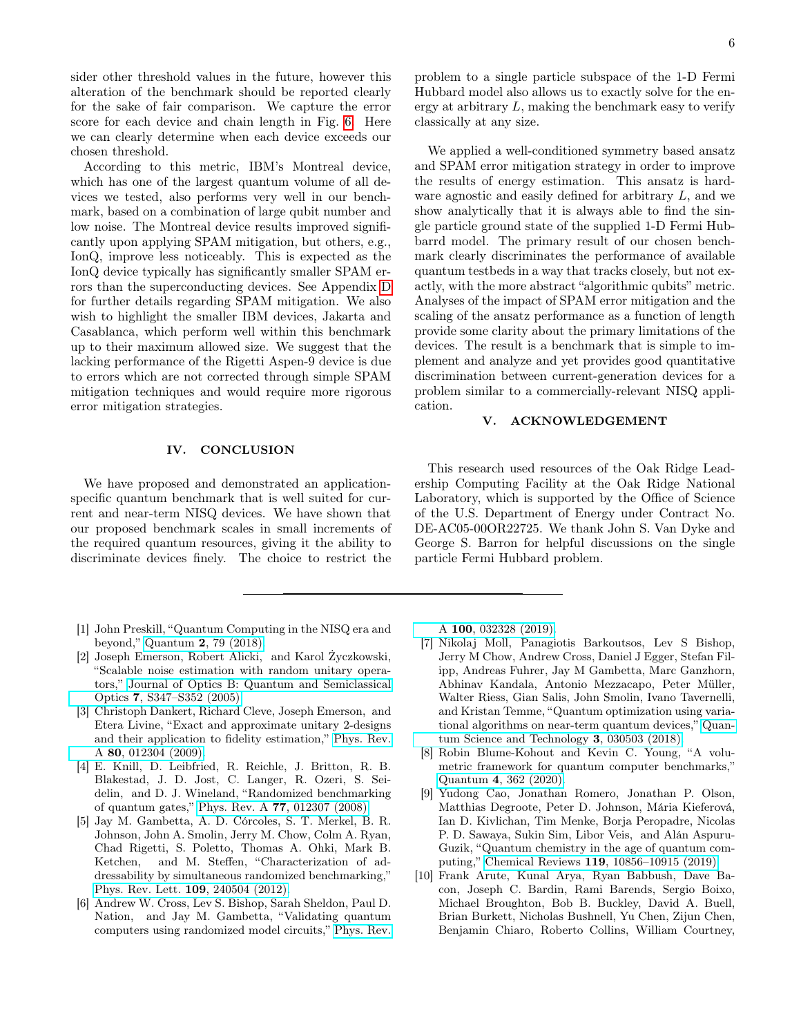sider other threshold values in the future, however this alteration of the benchmark should be reported clearly for the sake of fair comparison. We capture the error score for each device and chain length in Fig. 6. Here we can clearly determine when each device exceeds our chosen threshold.

According to this metric, IBM's Montreal device, which has one of the largest quantum volume of all devices we tested, also performs very well in our benchmark, based on a combination of large qubit number and low noise. The Montreal device results improved significantly upon applying SPAM mitigation, but others, e.g., IonQ, improve less noticeably. This is expected as the IonQ device typically has significantly smaller SPAM errors than the superconducting devices. See Appendix D for further details regarding SPAM mitigation. We also wish to highlight the smaller IBM devices, Jakarta and Casablanca, which perform well within this benchmark up to their maximum allowed size. We suggest that the lacking performance of the Rigetti Aspen-9 device is due to errors which are not corrected through simple SPAM mitigation techniques and would require more rigorous error mitigation strategies.

## IV. CONCLUSION

We have proposed and demonstrated an application-specific quantum benchmark that is well suited for current and near-term NISQ devices. We have shown that our proposed benchmark scales in small increments of the required quantum resources, giving it the ability to discriminate devices finely. The choice to restrict the problem to a single particle subspace of the 1-D Fermi Hubbard model also allows us to exactly solve for the energy at arbitrary $L$, making the benchmark easy to verify classically at any size.

We applied a well-conditioned symmetry based ansatz and SPAM error mitigation strategy in order to improve the results of energy estimation. This ansatz is hardware agnostic and easily defined for arbitrary $L$, and we show analytically that it is always able to find the single particle ground state of the supplied 1-D Fermi Hubbard model. The primary result of our chosen benchmark clearly discriminates the performance of available quantum testbeds in a way that tracks closely, but not exactly, with the more abstract "algorithmic qubits" metric. Analyses of the impact of SPAM error mitigation and the scaling of the ansatz performance as a function of length provide some clarity about the primary limitations of the devices. The result is a benchmark that is simple to implement and analyze and yet provides good quantitative discrimination between current-generation devices for a problem similar to a commercially-relevant NISQ application.

## V. ACKNOWLEDGEMENT

This research used resources of the Oak Ridge Leadership Computing Facility at the Oak Ridge National Laboratory, which is supported by the Office of Science of the U.S. Department of Energy under Contract No. DE-AC05-00OR22725. We thank John S. Van Dyke and George S. Barron for helpful discussions on the single particle Fermi Hubbard problem.

---

[1] John Preskill, "Quantum Computing in the NISQ era and beyond," Quantum **2**, 79 (2018).

[2] Joseph Emerson, Robert Alicki, and Karol Życzkowski, "Scalable noise estimation with random unitary operators," Journal of Optics B: Quantum and Semiclassical Optics **7**, S347–S352 (2005).

[3] Christoph Dankert, Richard Cleve, Joseph Emerson, and Etera Livine, "Exact and approximate unitary 2-designs and their application to fidelity estimation," Phys. Rev. A **80**, 012304 (2009).

[4] E. Knill, D. Leibfried, R. Reichle, J. Britton, R. B. Blakestad, J. D. Jost, C. Langer, R. Ozeri, S. Seidelin, and D. J. Wineland, "Randomized benchmarking of quantum gates," Phys. Rev. A **77**, 012307 (2008).

[5] Jay M. Gambetta, A. D. Córcoles, S. T. Merkel, B. R. Johnson, John A. Smolin, Jerry M. Chow, Colm A. Ryan, Chad Rigetti, S. Poletto, Thomas A. Ohki, Mark B. Ketchen, and M. Steffen, "Characterization of addressability by simultaneous randomized benchmarking," Phys. Rev. Lett. **109**, 240504 (2012).

[6] Andrew W. Cross, Lev S. Bishop, Sarah Sheldon, Paul D. Nation, and Jay M. Gambetta, "Validating quantum computers using randomized model circuits," Phys. Rev. A **100**, 032328 (2019).

[7] Nikolaj Moll, Panagiotis Barkoutsos, Lev S Bishop, Jerry M Chow, Andrew Cross, Daniel J Egger, Stefan Filipp, Andreas Fuhrer, Jay M Gambetta, Marc Ganzhorn, Abhinav Kandala, Antonio Mezzacapo, Peter Müller, Walter Riess, Gian Salis, John Smolin, Ivano Tavernelli, and Kristan Temme, "Quantum optimization using variational algorithms on near-term quantum devices," Quantum Science and Technology **3**, 030503 (2018).

[8] Robin Blume-Kohout and Kevin C. Young, "A volumetric framework for quantum computer benchmarks," Quantum **4**, 362 (2020).

[9] Yudong Cao, Jonathan Romero, Jonathan P. Olson, Matthias Degroote, Peter D. Johnson, Mária Kieferová, Ian D. Kivlichan, Tim Menke, Borja Peropadre, Nicolas P. D. Sawaya, Sukin Sim, Libor Veis, and Alán Aspuru-Guzik, "Quantum chemistry in the age of quantum computing," Chemical Reviews **119**, 10856–10915 (2019).

[10] Frank Arute, Kunal Arya, Ryan Babbush, Dave Bacon, Joseph C. Bardin, Rami Barends, Sergio Boixo, Michael Broughton, Bob B. Buckley, David A. Buell, Brian Burkett, Nicholas Bushnell, Yu Chen, Zijun Chen, Benjamin Chiaro, Roberto Collins, William Courtney,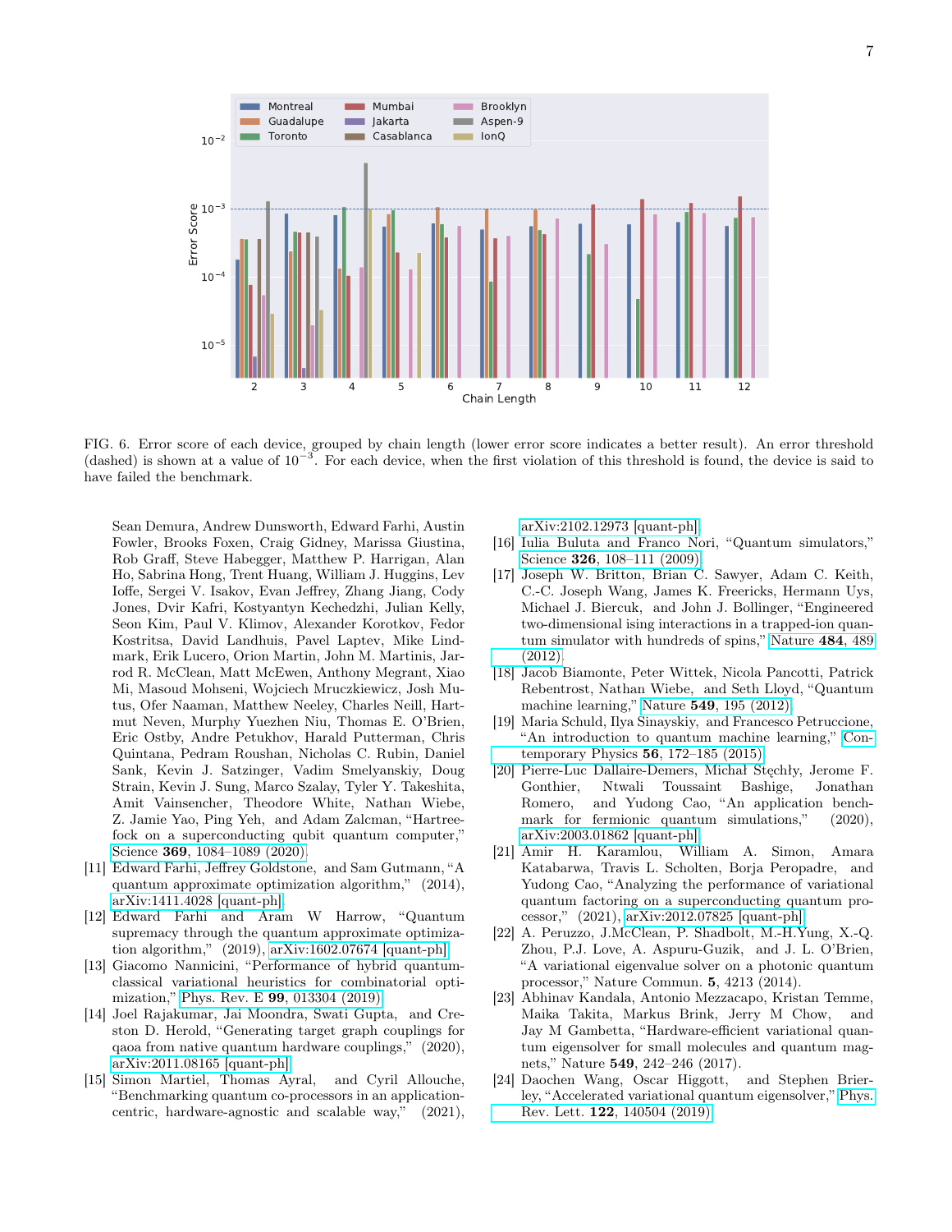FIG. 6. Error score of each device, grouped by chain length (lower error score indicates a better result). An error threshold (dashed) is shown at a value of $10^{-3}$. For each device, when the first violation of this threshold is found, the device is said to have failed the benchmark.

Sean Demura, Andrew Dunsworth, Edward Farhi, Austin Fowler, Brooks Foxen, Craig Gidney, Marissa Giustina, Rob Graff, Steve Habegger, Matthew P. Harrigan, Alan Ho, Sabrina Hong, Trent Huang, William J. Huggins, Lev Ioffe, Sergei V. Isakov, Evan Jeffrey, Zhang Jiang, Cody Jones, Dvir Kafri, Kostyantyn Kechedzhi, Julian Kelly, Seon Kim, Paul V. Klimov, Alexander Korotkov, Fedor Kostritsa, David Landhuis, Pavel Laptev, Mike Lindmark, Erik Lucero, Orion Martin, John M. Martinis, Jarrod R. McClean, Matt McEwen, Anthony Megrant, Xiao Mi, Masoud Mohseni, Wojciech Mruczkiewicz, Josh Mutus, Ofer Naaman, Matthew Neeley, Charles Neill, Hartmut Neven, Murphy Yuezhen Niu, Thomas E. O'Brien, Eric Ostby, Andre Petukhov, Harald Putterman, Chris Quintana, Pedram Roushan, Nicholas C. Rubin, Daniel Sank, Kevin J. Satzinger, Vadim Smelyanskiy, Doug Strain, Kevin J. Sung, Marco Szalay, Tyler Y. Takeshita, Amit Vainsencher, Theodore White, Nathan Wiebe, Z. Jamie Yao, Ping Yeh, and Adam Zalcman, "Hartree-fock on a superconducting qubit quantum computer," Science **369**, 1084–1089 (2020).

[11] Edward Farhi, Jeffrey Goldstone, and Sam Gutmann, "A quantum approximate optimization algorithm," (2014), arXiv:1411.4028 [quant-ph].

[12] Edward Farhi and Aram W Harrow, "Quantum supremacy through the quantum approximate optimization algorithm," (2019), arXiv:1602.07674 [quant-ph].

[13] Giacomo Nannicini, "Performance of hybrid quantum-classical variational heuristics for combinatorial optimization," Phys. Rev. E **99**, 013304 (2019).

[14] Joel Rajakumar, Jai Moondra, Swati Gupta, and Creston D. Herold, "Generating target graph couplings for qaoa from native quantum hardware couplings," (2020), arXiv:2011.08165 [quant-ph].

[15] Simon Martiel, Thomas Ayral, and Cyril Allouche, "Benchmarking quantum co-processors in an application-centric, hardware-agnostic and scalable way," (2021), arXiv:2102.12973 [quant-ph].

[16] Iulia Buluta and Franco Nori, "Quantum simulators," Science **326**, 108–111 (2009).

[17] Joseph W. Britton, Brian C. Sawyer, Adam C. Keith, C.-C. Joseph Wang, James K. Freericks, Hermann Uys, Michael J. Biercuk, and John J. Bollinger, "Engineered two-dimensional ising interactions in a trapped-ion quantum simulator with hundreds of spins," Nature **484**, 489 (2012).

[18] Jacob Biamonte, Peter Wittek, Nicola Pancotti, Patrick Rebentrost, Nathan Wiebe, and Seth Lloyd, "Quantum machine learning," Nature **549**, 195 (2012).

[19] Maria Schuld, Ilya Sinayskiy, and Francesco Petruccione, "An introduction to quantum machine learning," Contemporary Physics **56**, 172–185 (2015).

[20] Pierre-Luc Dallaire-Demers, Michał Stęchły, Jerome F. Gonthier, Ntwali Toussaint Bashige, Jonathan Romero, and Yudong Cao, "An application benchmark for fermionic quantum simulations," (2020), arXiv:2003.01862 [quant-ph].

[21] Amir H. Karamlou, William A. Simon, Amara Katabarwa, Travis L. Scholten, Borja Peropadre, and Yudong Cao, "Analyzing the performance of variational quantum factoring on a superconducting quantum processor," (2021), arXiv:2012.07825 [quant-ph].

[22] A. Peruzzo, J.McClean, P. Shadbolt, M.-H.Yung, X.-Q. Zhou, P.J. Love, A. Aspuru-Guzik, and J. L. O'Brien, "A variational eigenvalue solver on a photonic quantum processor," Nature Commun. **5**, 4213 (2014).

[23] Abhinav Kandala, Antonio Mezzacapo, Kristan Temme, Maika Takita, Markus Brink, Jerry M Chow, and Jay M Gambetta, "Hardware-efficient variational quantum eigensolver for small molecules and quantum magnets," Nature **549**, 242–246 (2017).

[24] Daochen Wang, Oscar Higgott, and Stephen Brierley, "Accelerated variational quantum eigensolver," Phys. Rev. Lett. **122**, 140504 (2019).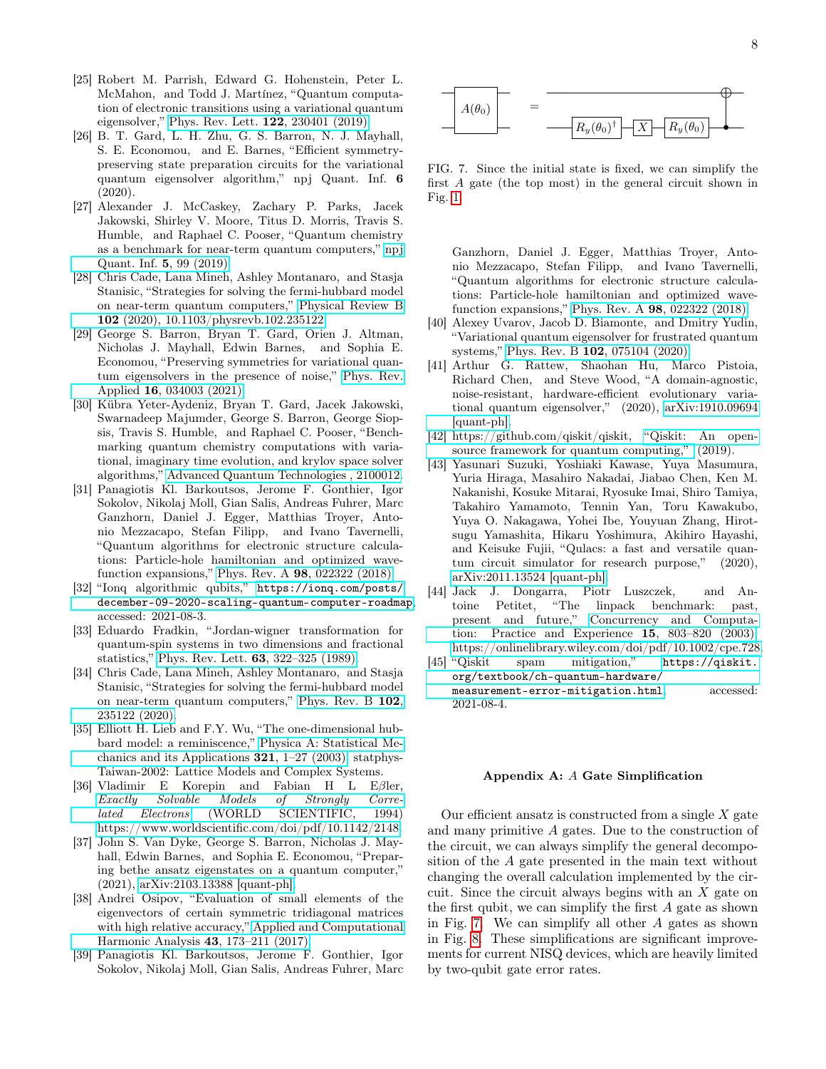[25] Robert M. Parrish, Edward G. Hohenstein, Peter L. McMahon, and Todd J. Martínez, "Quantum computation of electronic transitions using a variational quantum eigensolver," Phys. Rev. Lett. **122**, 230401 (2019).

[26] B. T. Gard, L. H. Zhu, G. S. Barron, N. J. Mayhall, S. E. Economou, and E. Barnes, "Efficient symmetry-preserving state preparation circuits for the variational quantum eigensolver algorithm," npj Quant. Inf. **6** (2020).

[27] Alexander J. McCaskey, Zachary P. Parks, Jacek Jakowski, Shirley V. Moore, Titus D. Morris, Travis S. Humble, and Raphael C. Pooser, "Quantum chemistry as a benchmark for near-term quantum computers," npj Quant. Inf. **5**, 99 (2019).

[28] Chris Cade, Lana Mineh, Ashley Montanaro, and Stasja Stanisic, "Strategies for solving the fermi-hubbard model on near-term quantum computers," Physical Review B **102** (2020), 10.1103/physrevb.102.235122.

[29] George S. Barron, Bryan T. Gard, Orien J. Altman, Nicholas J. Mayhall, Edwin Barnes, and Sophia E. Economou, "Preserving symmetries for variational quantum eigensolvers in the presence of noise," Phys. Rev. Applied **16**, 034003 (2021).

[30] Kübra Yeter-Aydeniz, Bryan T. Gard, Jacek Jakowski, Swarnadeep Majumder, George S. Barron, George Siopsis, Travis S. Humble, and Raphael C. Pooser, "Benchmarking quantum chemistry computations with variational, imaginary time evolution, and krylov space solver algorithms," Advanced Quantum Technologies , 2100012.

[31] Panagiotis Kl. Barkoutsos, Jerome F. Gonthier, Igor Sokolov, Nikolaj Moll, Gian Salis, Andreas Fuhrer, Marc Ganzhorn, Daniel J. Egger, Matthias Troyer, Antonio Mezzacapo, Stefan Filipp, and Ivano Tavernelli, "Quantum algorithms for electronic structure calculations: Particle-hole hamiltonian and optimized wavefunction expansions," Phys. Rev. A **98**, 022322 (2018).

[32] "Ionq algorithmic qubits," `https://ionq.com/posts/december-09-2020-scaling-quantum-computer-roadmap`, accessed: 2021-08-3.

[33] Eduardo Fradkin, "Jordan-wigner transformation for quantum-spin systems in two dimensions and fractional statistics," Phys. Rev. Lett. **63**, 322–325 (1989).

[34] Chris Cade, Lana Mineh, Ashley Montanaro, and Stasja Stanisic, "Strategies for solving the fermi-hubbard model on near-term quantum computers," Phys. Rev. B **102**, 235122 (2020).

[35] Elliott H. Lieb and F.Y. Wu, "The one-dimensional hubbard model: a reminiscence," Physica A: Statistical Mechanics and its Applications **321**, 1–27 (2003), statphys-Taiwan-2002: Lattice Models and Complex Systems.

[36] Vladimir E Korepin and Fabian H L Eβler, *Exactly Solvable Models of Strongly Correlated Electrons* (WORLD SCIENTIFIC, 1994) https://www.worldscientific.com/doi/pdf/10.1142/2148.

[37] John S. Van Dyke, George S. Barron, Nicholas J. Mayhall, Edwin Barnes, and Sophia E. Economou, "Preparing bethe ansatz eigenstates on a quantum computer," (2021), arXiv:2103.13388 [quant-ph].

[38] Andrei Osipov, "Evaluation of small elements of the eigenvectors of certain symmetric tridiagonal matrices with high relative accuracy," Applied and Computational Harmonic Analysis **43**, 173–211 (2017).

[39] Panagiotis Kl. Barkoutsos, Jerome F. Gonthier, Igor Sokolov, Nikolaj Moll, Gian Salis, Andreas Fuhrer, Marc Ganzhorn, Daniel J. Egger, Matthias Troyer, Antonio Mezzacapo, Stefan Filipp, and Ivano Tavernelli, "Quantum algorithms for electronic structure calculations: Particle-hole hamiltonian and optimized wavefunction expansions," Phys. Rev. A **98**, 022322 (2018).

[40] Alexey Uvarov, Jacob D. Biamonte, and Dmitry Yudin, "Variational quantum eigensolver for frustrated quantum systems," Phys. Rev. B **102**, 075104 (2020).

[41] Arthur G. Rattew, Shaohan Hu, Marco Pistoia, Richard Chen, and Steve Wood, "A domain-agnostic, noise-resistant, hardware-efficient evolutionary variational quantum eigensolver," (2020), arXiv:1910.09694 [quant-ph].

[42] https://github.com/qiskit/qiskit, "Qiskit: An open-source framework for quantum computing," (2019).

[43] Yasunari Suzuki, Yoshiaki Kawase, Yuya Masumura, Yuria Hiraga, Masahiro Nakadai, Jiabao Chen, Ken M. Nakanishi, Kosuke Mitarai, Ryosuke Imai, Shiro Tamiya, Takahiro Yamamoto, Tennin Yan, Toru Kawakubo, Yuya O. Nakagawa, Yohei Ibe, Youyuan Zhang, Hirotsugu Yamashita, Hikaru Yoshimura, Akihiro Hayashi, and Keisuke Fujii, "Qulacs: a fast and versatile quantum circuit simulator for research purpose," (2020), arXiv:2011.13524 [quant-ph].

[44] Jack J. Dongarra, Piotr Luszczek, and Antoine Petitet, "The linpack benchmark: past, present and future," Concurrency and Computation: Practice and Experience **15**, 803–820 (2003), https://onlinelibrary.wiley.com/doi/pdf/10.1002/cpe.728.

[45] "Qiskit spam mitigation," `https://qiskit.org/textbook/ch-quantum-hardware/measurement-error-mitigation.html`, accessed: 2021-08-4.

$A(\theta_0)$ = $R_y(\theta_0)^\dagger$ — $X$ — $R_y(\theta_0)$ — CNOT

FIG. 7. Since the initial state is fixed, we can simplify the first $A$ gate (the top most) in the general circuit shown in Fig. 1.

## Appendix A: $A$ Gate Simplification

Our efficient ansatz is constructed from a single $X$ gate and many primitive $A$ gates. Due to the construction of the circuit, we can always simplify the general decomposition of the $A$ gate presented in the main text without changing the overall calculation implemented by the circuit. Since the circuit always begins with an $X$ gate on the first qubit, we can simplify the first $A$ gate as shown in Fig. 7. We can simplify all other $A$ gates as shown in Fig. 8. These simplifications are significant improvements for current NISQ devices, which are heavily limited by two-qubit gate error rates.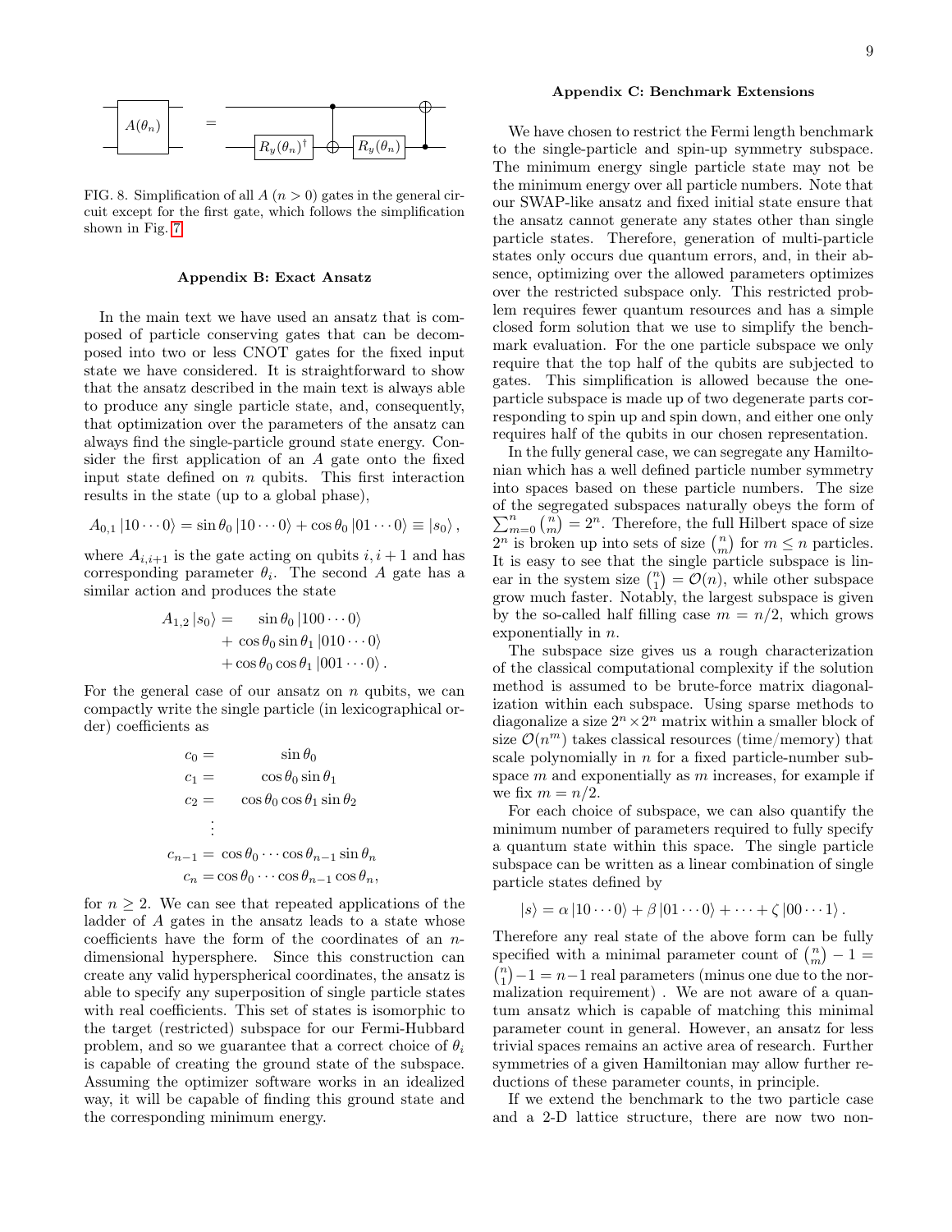FIG. 8. Simplification of all $A$ ($n > 0$) gates in the general circuit except for the first gate, which follows the simplification shown in Fig. 7.

## Appendix B: Exact Ansatz

In the main text we have used an ansatz that is composed of particle conserving gates that can be decomposed into two or less CNOT gates for the fixed input state we have considered. It is straightforward to show that the ansatz described in the main text is always able to produce any single particle state, and, consequently, that optimization over the parameters of the ansatz can always find the single-particle ground state energy. Consider the first application of an $A$ gate onto the fixed input state defined on $n$ qubits. This first interaction results in the state (up to a global phase),

$$A_{0,1}|10\cdots0\rangle = \sin\theta_0|10\cdots0\rangle + \cos\theta_0|01\cdots0\rangle \equiv |s_0\rangle,$$

where $A_{i,i+1}$ is the gate acting on qubits $i, i+1$ and has corresponding parameter $\theta_i$. The second $A$ gate has a similar action and produces the state

$$\begin{aligned} A_{1,2}|s_0\rangle = \quad & \sin\theta_0|100\cdots0\rangle \\ & + \cos\theta_0\sin\theta_1|010\cdots0\rangle \\ & + \cos\theta_0\cos\theta_1|001\cdots0\rangle. \end{aligned}$$

For the general case of our ansatz on $n$ qubits, we can compactly write the single particle (in lexicographical order) coefficients as

$$\begin{aligned} c_0 &= \sin\theta_0 \\ c_1 &= \cos\theta_0\sin\theta_1 \\ c_2 &= \cos\theta_0\cos\theta_1\sin\theta_2 \\ &\vdots \\ c_{n-1} &= \cos\theta_0\cdots\cos\theta_{n-1}\sin\theta_n \\ c_n &= \cos\theta_0\cdots\cos\theta_{n-1}\cos\theta_n, \end{aligned}$$

for $n \geq 2$. We can see that repeated applications of the ladder of $A$ gates in the ansatz leads to a state whose coefficients have the form of the coordinates of an $n$-dimensional hypersphere. Since this construction can create any valid hyperspherical coordinates, the ansatz is able to specify any superposition of single particle states with real coefficients. This set of states is isomorphic to the target (restricted) subspace for our Fermi-Hubbard problem, and so we guarantee that a correct choice of $\theta_i$ is capable of creating the ground state of the subspace. Assuming the optimizer software works in an idealized way, it will be capable of finding this ground state and the corresponding minimum energy.

## Appendix C: Benchmark Extensions

We have chosen to restrict the Fermi length benchmark to the single-particle and spin-up symmetry subspace. The minimum energy single particle state may not be the minimum energy over all particle numbers. Note that our SWAP-like ansatz and fixed initial state ensure that the ansatz cannot generate any states other than single particle states. Therefore, generation of multi-particle states only occurs due quantum errors, and, in their absence, optimizing over the allowed parameters optimizes over the restricted subspace only. This restricted problem requires fewer quantum resources and has a simple closed form solution that we use to simplify the benchmark evaluation. For the one particle subspace we only require that the top half of the qubits are subjected to gates. This simplification is allowed because the one-particle subspace is made up of two degenerate parts corresponding to spin up and spin down, and either one only requires half of the qubits in our chosen representation.

In the fully general case, we can segregate any Hamiltonian which has a well defined particle number symmetry into spaces based on these particle numbers. The size of the segregated subspaces naturally obeys the form of $\sum_{m=0}^{n}\binom{n}{m} = 2^n$. Therefore, the full Hilbert space of size $2^n$ is broken up into sets of size $\binom{n}{m}$ for $m \leq n$ particles. It is easy to see that the single particle subspace is linear in the system size $\binom{n}{1} = \mathcal{O}(n)$, while other subspace grow much faster. Notably, the largest subspace is given by the so-called half filling case $m = n/2$, which grows exponentially in $n$.

The subspace size gives us a rough characterization of the classical computational complexity if the solution method is assumed to be brute-force matrix diagonalization within each subspace. Using sparse methods to diagonalize a size $2^n \times 2^n$ matrix within a smaller block of size $\mathcal{O}(n^m)$ takes classical resources (time/memory) that scale polynomially in $n$ for a fixed particle-number subspace $m$ and exponentially as $m$ increases, for example if we fix $m = n/2$.

For each choice of subspace, we can also quantify the minimum number of parameters required to fully specify a quantum state within this space. The single particle subspace can be written as a linear combination of single particle states defined by

$$|s\rangle = \alpha|10\cdots0\rangle + \beta|01\cdots0\rangle + \cdots + \zeta|00\cdots1\rangle.$$

Therefore any real state of the above form can be fully specified with a minimal parameter count of $\binom{n}{m} - 1 = \binom{n}{1} - 1 = n-1$ real parameters (minus one due to the normalization requirement) . We are not aware of a quantum ansatz which is capable of matching this minimal parameter count in general. However, an ansatz for less trivial spaces remains an active area of research. Further symmetries of a given Hamiltonian may allow further reductions of these parameter counts, in principle.

If we extend the benchmark to the two particle case and a 2-D lattice structure, there are now two non-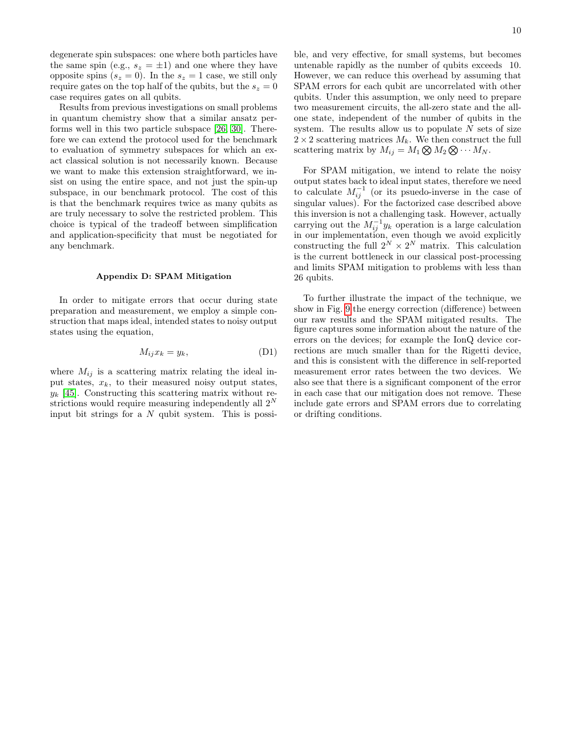degenerate spin subspaces: one where both particles have the same spin (e.g., $s_z = \pm 1$) and one where they have opposite spins ($s_z = 0$). In the $s_z = 1$ case, we still only require gates on the top half of the qubits, but the $s_z = 0$ case requires gates on all qubits.

Results from previous investigations on small problems in quantum chemistry show that a similar ansatz performs well in this two particle subspace [26, 30]. Therefore we can extend the protocol used for the benchmark to evaluation of symmetry subspaces for which an exact classical solution is not necessarily known. Because we want to make this extension straightforward, we insist on using the entire space, and not just the spin-up subspace, in our benchmark protocol. The cost of this is that the benchmark requires twice as many qubits as are truly necessary to solve the restricted problem. This choice is typical of the tradeoff between simplification and application-specificity that must be negotiated for any benchmark.

### Appendix D: SPAM Mitigation

In order to mitigate errors that occur during state preparation and measurement, we employ a simple construction that maps ideal, intended states to noisy output states using the equation,

$$M_{ij} x_k = y_k, \tag{D1}$$

where $M_{ij}$ is a scattering matrix relating the ideal input states, $x_k$, to their measured noisy output states, $y_k$ [45]. Constructing this scattering matrix without restrictions would require measuring independently all $2^N$ input bit strings for a $N$ qubit system. This is possible, and very effective, for small systems, but becomes untenable rapidly as the number of qubits exceeds 10. However, we can reduce this overhead by assuming that SPAM errors for each qubit are uncorrelated with other qubits. Under this assumption, we only need to prepare two measurement circuits, the all-zero state and the all-one state, independent of the number of qubits in the system. The results allow us to populate $N$ sets of size $2 \times 2$ scattering matrices $M_k$. We then construct the full scattering matrix by $M_{ij} = M_1 \bigotimes M_2 \bigotimes \cdots M_N$.

For SPAM mitigation, we intend to relate the noisy output states back to ideal input states, therefore we need to calculate $M_{ij}^{-1}$ (or its psuedo-inverse in the case of singular values). For the factorized case described above this inversion is not a challenging task. However, actually carrying out the $M_{ij}^{-1} y_k$ operation is a large calculation in our implementation, even though we avoid explicitly constructing the full $2^N \times 2^N$ matrix. This calculation is the current bottleneck in our classical post-processing and limits SPAM mitigation to problems with less than 26 qubits.

To further illustrate the impact of the technique, we show in Fig. 9 the energy correction (difference) between our raw results and the SPAM mitigated results. The figure captures some information about the nature of the errors on the devices; for example the IonQ device corrections are much smaller than for the Rigetti device, and this is consistent with the difference in self-reported measurement error rates between the two devices. We also see that there is a significant component of the error in each case that our mitigation does not remove. These include gate errors and SPAM errors due to correlating or drifting conditions.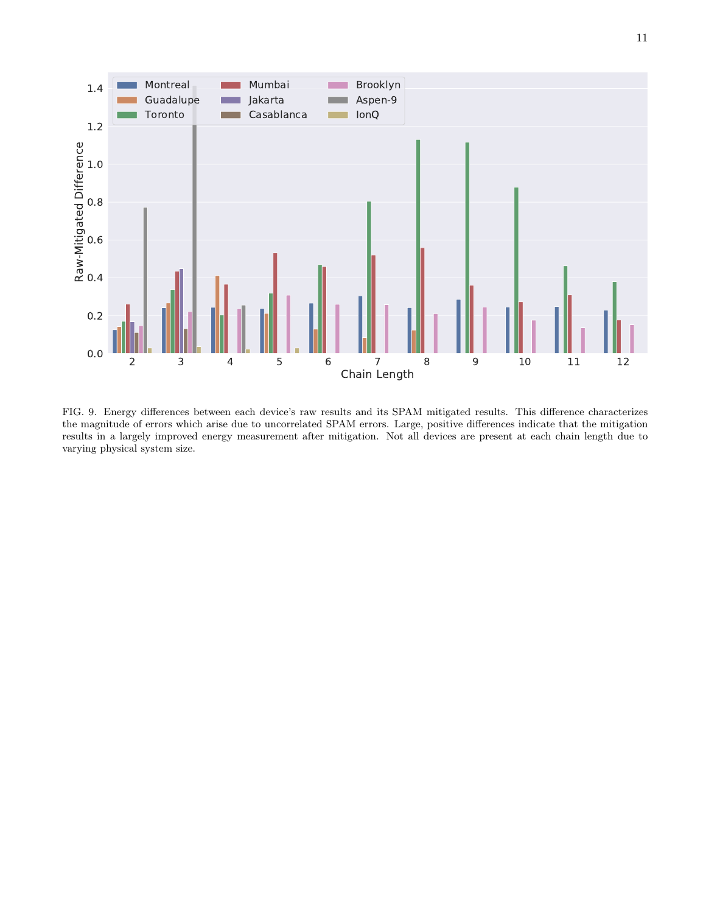Montreal
Guadalupe
Toronto
Mumbai
Jakarta
Casablanca
Brooklyn
Aspen-9
IonQ

Raw-Mitigated Difference

0.0
0.2
0.4
0.6
0.8
1.0
1.2
1.4

2 3 4 5 6 7 8 9 10 11 12

Chain Length

FIG. 9. Energy differences between each device's raw results and its SPAM mitigated results. This difference characterizes the magnitude of errors which arise due to uncorrelated SPAM errors. Large, positive differences indicate that the mitigation results in a largely improved energy measurement after mitigation. Not all devices are present at each chain length due to varying physical system size.